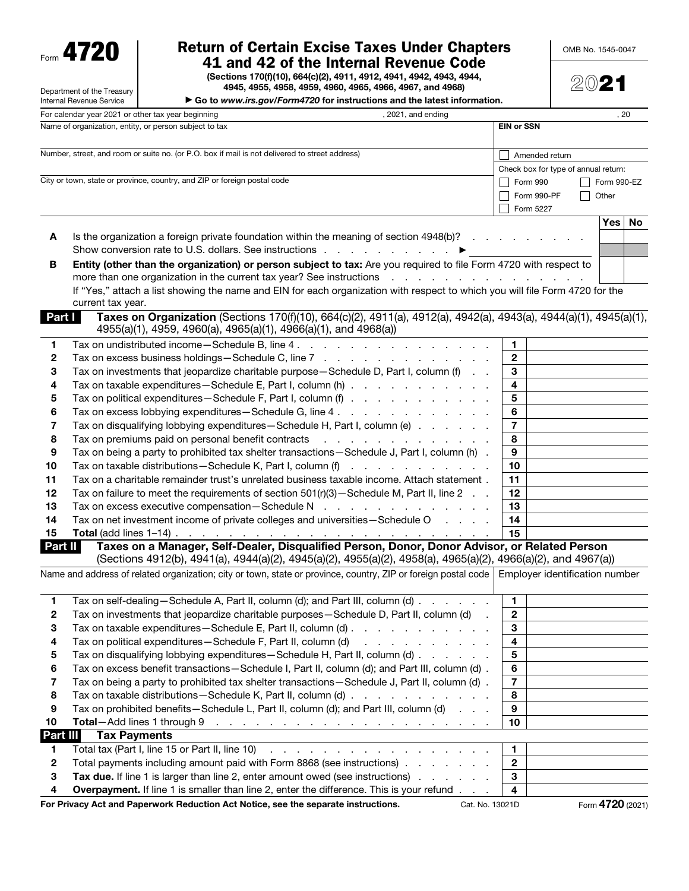Form **4720**

Department of the Treasury
Internal Revenue Service

# Return of Certain Excise Taxes Under Chapters 41 and 42 of the Internal Revenue Code

**(Sections 170(f)(10), 664(c)(2), 4911, 4912, 4941, 4942, 4943, 4944, 4945, 4955, 4958, 4959, 4960, 4965, 4966, 4967, and 4968)**

▶ **Go to *www.irs.gov/Form4720* for instructions and the latest information.**

OMB No. 1545-0047

**2021**

For calendar year 2021 or other tax year beginning , 2021, and ending , 20

| Name of organization, entity, or person subject to tax | EIN or SSN |
|---|---|
| Number, street, and room or suite no. (or P.O. box if mail is not delivered to street address) | ☐ Amended return |
| City or town, state or province, country, and ZIP or foreign postal code | Check box for type of annual return: ☐ Form 990 ☐ Form 990-EZ ☐ Form 990-PF ☐ Other ☐ Form 5227 |

| | | Yes | No |
|---|---|---|---|
| **A** | Is the organization a foreign private foundation within the meaning of section 4948(b)? Show conversion rate to U.S. dollars. See instructions ▶ | | |
| **B** | **Entity (other than the organization) or person subject to tax:** Are you required to file Form 4720 with respect to more than one organization in the current tax year? See instructions. If "Yes," attach a list showing the name and EIN for each organization with respect to which you will file Form 4720 for the current tax year. | | |

## Part I Taxes on Organization (Sections 170(f)(10), 664(c)(2), 4911(a), 4912(a), 4942(a), 4943(a), 4944(a)(1), 4945(a)(1), 4955(a)(1), 4959, 4960(a), 4965(a)(1), 4966(a)(1), and 4968(a))

| | | | |
|---|---|---|---|
| 1 | Tax on undistributed income—Schedule B, line 4 | 1 | |
| 2 | Tax on excess business holdings—Schedule C, line 7 | 2 | |
| 3 | Tax on investments that jeopardize charitable purpose—Schedule D, Part I, column (f) | 3 | |
| 4 | Tax on taxable expenditures—Schedule E, Part I, column (h) | 4 | |
| 5 | Tax on political expenditures—Schedule F, Part I, column (f) | 5 | |
| 6 | Tax on excess lobbying expenditures—Schedule G, line 4 | 6 | |
| 7 | Tax on disqualifying lobbying expenditures—Schedule H, Part I, column (e) | 7 | |
| 8 | Tax on premiums paid on personal benefit contracts | 8 | |
| 9 | Tax on being a party to prohibited tax shelter transactions—Schedule J, Part I, column (h) | 9 | |
| 10 | Tax on taxable distributions—Schedule K, Part I, column (f) | 10 | |
| 11 | Tax on a charitable remainder trust's unrelated business taxable income. Attach statement | 11 | |
| 12 | Tax on failure to meet the requirements of section 501(r)(3)—Schedule M, Part II, line 2 | 12 | |
| 13 | Tax on excess executive compensation—Schedule N | 13 | |
| 14 | Tax on net investment income of private colleges and universities—Schedule O | 14 | |
| 15 | **Total** (add lines 1–14) | 15 | |

## Part II Taxes on a Manager, Self-Dealer, Disqualified Person, Donor, Donor Advisor, or Related Person (Sections 4912(b), 4941(a), 4944(a)(2), 4945(a)(2), 4955(a)(2), 4958(a), 4965(a)(2), 4966(a)(2), and 4967(a))

| Name and address of related organization; city or town, state or province, country, ZIP or foreign postal code | Employer identification number |
|---|---|
| | |

| | | | |
|---|---|---|---|
| 1 | Tax on self-dealing—Schedule A, Part II, column (d); and Part III, column (d) | 1 | |
| 2 | Tax on investments that jeopardize charitable purposes—Schedule D, Part II, column (d) | 2 | |
| 3 | Tax on taxable expenditures—Schedule E, Part II, column (d) | 3 | |
| 4 | Tax on political expenditures—Schedule F, Part II, column (d) | 4 | |
| 5 | Tax on disqualifying lobbying expenditures—Schedule H, Part II, column (d) | 5 | |
| 6 | Tax on excess benefit transactions—Schedule I, Part II, column (d); and Part III, column (d) | 6 | |
| 7 | Tax on being a party to prohibited tax shelter transactions—Schedule J, Part II, column (d) | 7 | |
| 8 | Tax on taxable distributions—Schedule K, Part II, column (d) | 8 | |
| 9 | Tax on prohibited benefits—Schedule L, Part II, column (d); and Part III, column (d) | 9 | |
| 10 | **Total**—Add lines 1 through 9 | 10 | |

## Part III Tax Payments

| | | | |
|---|---|---|---|
| 1 | Total tax (Part I, line 15 or Part II, line 10) | 1 | |
| 2 | Total payments including amount paid with Form 8868 (see instructions) | 2 | |
| 3 | **Tax due.** If line 1 is larger than line 2, enter amount owed (see instructions) | 3 | |
| 4 | **Overpayment.** If line 1 is smaller than line 2, enter the difference. This is your refund | 4 | |

**For Privacy Act and Paperwork Reduction Act Notice, see the separate instructions.** Cat. No. 13021D Form **4720** (2021)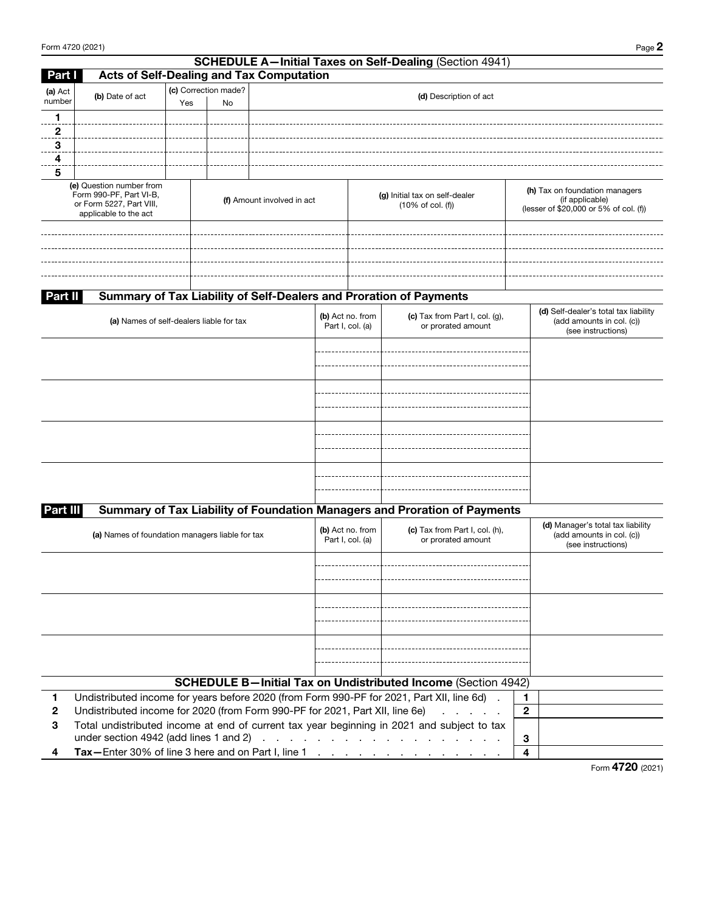## SCHEDULE A—Initial Taxes on Self-Dealing (Section 4941)

### Part I — Acts of Self-Dealing and Tax Computation

| (a) Act number | (b) Date of act | (c) Correction made? Yes | No | (d) Description of act |
|---|---|---|---|---|
| 1 | | | | |
| 2 | | | | |
| 3 | | | | |
| 4 | | | | |
| 5 | | | | |

| (e) Question number from Form 990-PF, Part VI-B, or Form 5227, Part VIII, applicable to the act | (f) Amount involved in act | (g) Initial tax on self-dealer (10% of col. (f)) | (h) Tax on foundation managers (if applicable) (lesser of $20,000 or 5% of col. (f)) |
|---|---|---|---|
| | | | |
| | | | |
| | | | |
| | | | |
| | | | |

### Part II — Summary of Tax Liability of Self-Dealers and Proration of Payments

| (a) Names of self-dealers liable for tax | (b) Act no. from Part I, col. (a) | (c) Tax from Part I, col. (g), or prorated amount | (d) Self-dealer's total tax liability (add amounts in col. (c)) (see instructions) |
|---|---|---|---|
| | | | |
| | | | |
| | | | |
| | | | |

### Part III — Summary of Tax Liability of Foundation Managers and Proration of Payments

| (a) Names of foundation managers liable for tax | (b) Act no. from Part I, col. (a) | (c) Tax from Part I, col. (h), or prorated amount | (d) Manager's total tax liability (add amounts in col. (c)) (see instructions) |
|---|---|---|---|
| | | | |
| | | | |
| | | | |

## SCHEDULE B—Initial Tax on Undistributed Income (Section 4942)

| | | | |
|---|---|---|---|
| 1 | Undistributed income for years before 2020 (from Form 990-PF for 2021, Part XII, line 6d) | 1 | |
| 2 | Undistributed income for 2020 (from Form 990-PF for 2021, Part XII, line 6e) | 2 | |
| 3 | Total undistributed income at end of current tax year beginning in 2021 and subject to tax under section 4942 (add lines 1 and 2) | 3 | |
| 4 | **Tax**—Enter 30% of line 3 here and on Part I, line 1 | 4 | |

Form **4720** (2021)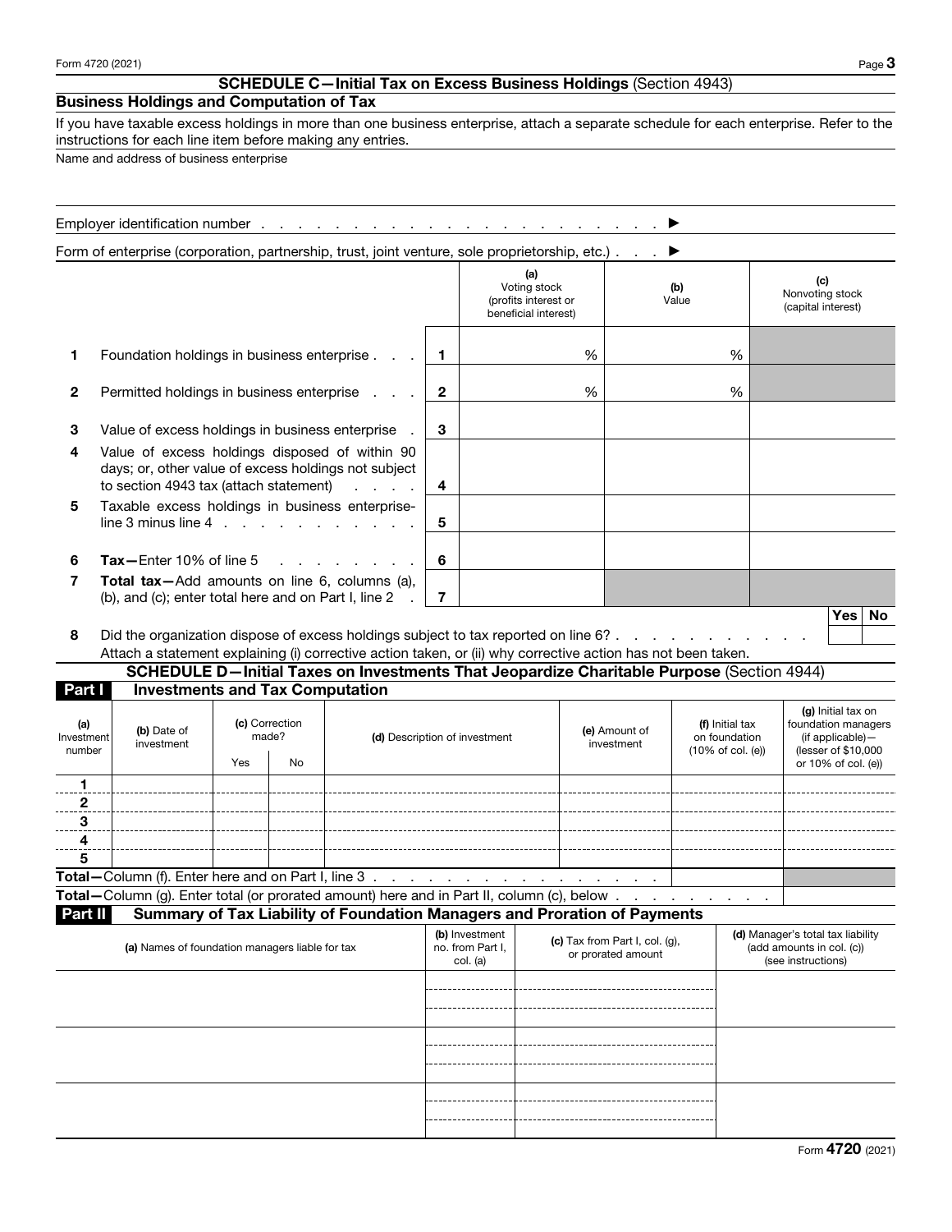## SCHEDULE C—Initial Tax on Excess Business Holdings (Section 4943)

### Business Holdings and Computation of Tax

If you have taxable excess holdings in more than one business enterprise, attach a separate schedule for each enterprise. Refer to the instructions for each line item before making any entries.

Name and address of business enterprise

Employer identification number . . . . . . . . . . . . . . . . . . . . . . . . ▶

Form of enterprise (corporation, partnership, trust, joint venture, sole proprietorship, etc.) . . . ▶

| | | | (a) Voting stock (profits interest or beneficial interest) | (b) Value | (c) Nonvoting stock (capital interest) |
|---|---|---|---|---|---|
| 1 | Foundation holdings in business enterprise . . . | 1 | % | % | |
| 2 | Permitted holdings in business enterprise . . . | 2 | % | % | |
| 3 | Value of excess holdings in business enterprise . | 3 | | | |
| 4 | Value of excess holdings disposed of within 90 days; or, other value of excess holdings not subject to section 4943 tax (attach statement) . . . . . | 4 | | | |
| 5 | Taxable excess holdings in business enterprise-line 3 minus line 4 . . . . . . . . . . . . | 5 | | | |
| 6 | **Tax—**Enter 10% of line 5 . . . . . . . . . | 6 | | | |
| 7 | **Total tax—**Add amounts on line 6, columns (a), (b), and (c); enter total here and on Part I, line 2 . | 7 | | | |

| | | Yes | No |
|---|---|---|---|
| 8 | Did the organization dispose of excess holdings subject to tax reported on line 6? . . . . . . . . . . . . Attach a statement explaining (i) corrective action taken, or (ii) why corrective action has not been taken. | | |

## SCHEDULE D—Initial Taxes on Investments That Jeopardize Charitable Purpose (Section 4944)

### Part I Investments and Tax Computation

| (a) Investment number | (b) Date of investment | (c) Correction made? Yes | (c) Correction made? No | (d) Description of investment | (e) Amount of investment | (f) Initial tax on foundation (10% of col. (e)) | (g) Initial tax on foundation managers (if applicable)—(lesser of $10,000 or 10% of col. (e)) |
|---|---|---|---|---|---|---|---|
| 1 | | | | | | | |
| 2 | | | | | | | |
| 3 | | | | | | | |
| 4 | | | | | | | |
| 5 | | | | | | | |
| **Total—**Column (f). Enter here and on Part I, line 3 . . . . . . . . . . . . . . . . . . | | | | | | | |
| **Total—**Column (g). Enter total (or prorated amount) here and in Part II, column (c), below . . . . . . . . . . | | | | | | | |

### Part II Summary of Tax Liability of Foundation Managers and Proration of Payments

| (a) Names of foundation managers liable for tax | (b) Investment no. from Part I, col. (a) | (c) Tax from Part I, col. (g), or prorated amount | (d) Manager's total tax liability (add amounts in col. (c)) (see instructions) |
|---|---|---|---|
| | | | |
| | | | |
| | | | |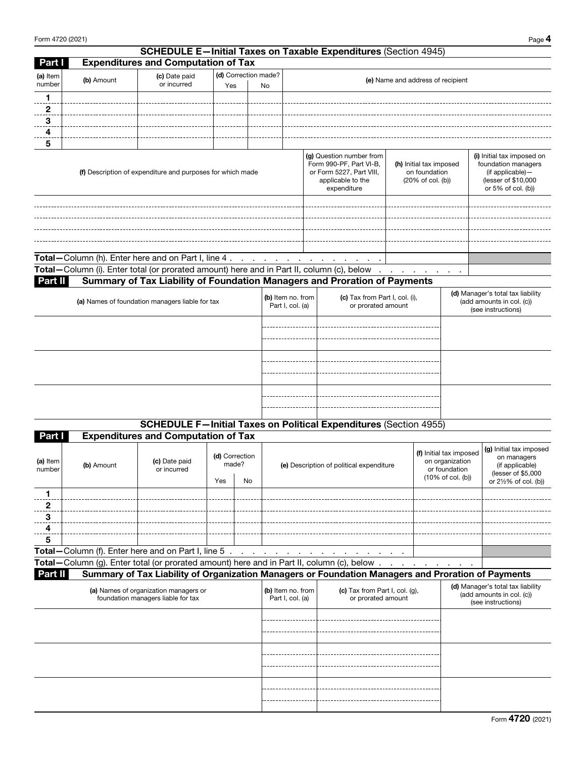## SCHEDULE E—Initial Taxes on Taxable Expenditures (Section 4945)

### Part I Expenditures and Computation of Tax

| (a) Item number | (b) Amount | (c) Date paid or incurred | (d) Correction made? Yes | No | (e) Name and address of recipient |
|---|---|---|---|---|---|
| 1 | | | | | |
| 2 | | | | | |
| 3 | | | | | |
| 4 | | | | | |
| 5 | | | | | |

| (f) Description of expenditure and purposes for which made | (g) Question number from Form 990-PF, Part VI-B, or Form 5227, Part VIII, applicable to the expenditure | (h) Initial tax imposed on foundation (20% of col. (b)) | (i) Initial tax imposed on foundation managers (if applicable)—(lesser of $10,000 or 5% of col. (b)) |
|---|---|---|---|
| | | | |
| | | | |
| | | | |
| | | | |
| | | | |

**Total**—Column (h). Enter here and on Part I, line 4 . . . . . . . . . . . . . . . . .

**Total**—Column (i). Enter total (or prorated amount) here and in Part II, column (c), below . . . . . . . .

### Part II Summary of Tax Liability of Foundation Managers and Proration of Payments

| (a) Names of foundation managers liable for tax | (b) Item no. from Part I, col. (a) | (c) Tax from Part I, col. (i), or prorated amount | (d) Manager's total tax liability (add amounts in col. (c)) (see instructions) |
|---|---|---|---|
| | | | |
| | | | |
| | | | |

## SCHEDULE F—Initial Taxes on Political Expenditures (Section 4955)

### Part I Expenditures and Computation of Tax

| (a) Item number | (b) Amount | (c) Date paid or incurred | (d) Correction made? Yes | No | (e) Description of political expenditure | (f) Initial tax imposed on organization or foundation (10% of col. (b)) | (g) Initial tax imposed on managers (if applicable) (lesser of $5,000 or 2½% of col. (b)) |
|---|---|---|---|---|---|---|---|
| 1 | | | | | | | |
| 2 | | | | | | | |
| 3 | | | | | | | |
| 4 | | | | | | | |
| 5 | | | | | | | |

**Total**—Column (f). Enter here and on Part I, line 5 . . . . . . . . . . . . . . . . .

**Total**—Column (g). Enter total (or prorated amount) here and in Part II, column (c), below . . . . . . . . . .

### Part II Summary of Tax Liability of Organization Managers or Foundation Managers and Proration of Payments

| (a) Names of organization managers or foundation managers liable for tax | (b) Item no. from Part I, col. (a) | (c) Tax from Part I, col. (g), or prorated amount | (d) Manager's total tax liability (add amounts in col. (c)) (see instructions) |
|---|---|---|---|
| | | | |
| | | | |
| | | | |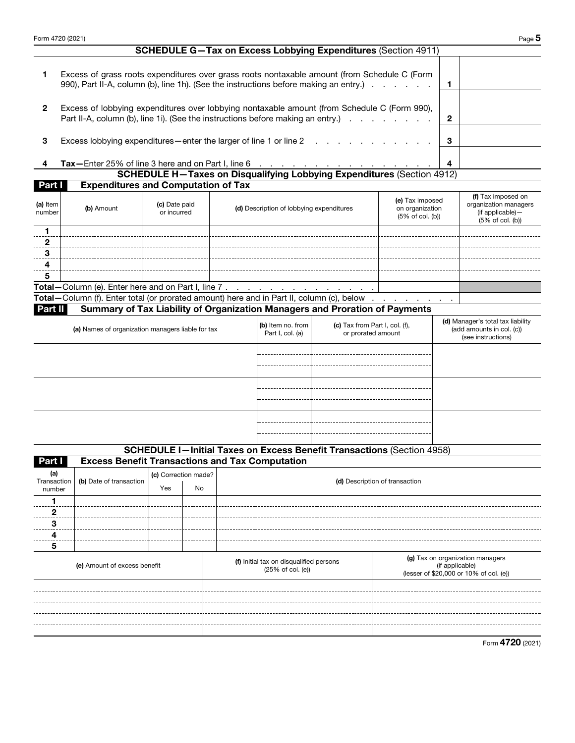## SCHEDULE G—Tax on Excess Lobbying Expenditures (Section 4911)

| | | | |
|---|---|---|---|
| **1** | Excess of grass roots expenditures over grass roots nontaxable amount (from Schedule C (Form 990), Part II-A, column (b), line 1h). (See the instructions before making an entry.) | **1** | |
| **2** | Excess of lobbying expenditures over lobbying nontaxable amount (from Schedule C (Form 990), Part II-A, column (b), line 1i). (See the instructions before making an entry.) | **2** | |
| **3** | Excess lobbying expenditures—enter the larger of line 1 or line 2 | **3** | |
| **4** | **Tax—**Enter 25% of line 3 here and on Part I, line 6 | **4** | |

## SCHEDULE H—Taxes on Disqualifying Lobbying Expenditures (Section 4912)

### Part I Expenditures and Computation of Tax

| **(a)** Item number | **(b)** Amount | **(c)** Date paid or incurred | **(d)** Description of lobbying expenditures | **(e)** Tax imposed on organization (5% of col. (b)) | **(f)** Tax imposed on organization managers (if applicable)—(5% of col. (b)) |
|---|---|---|---|---|---|
| **1** | | | | | |
| **2** | | | | | |
| **3** | | | | | |
| **4** | | | | | |
| **5** | | | | | |
| **Total—**Column (e). Enter here and on Part I, line 7 | | | | | |
| **Total—**Column (f). Enter total (or prorated amount) here and in Part II, column (c), below | | | | | |

### Part II Summary of Tax Liability of Organization Managers and Proration of Payments

| **(a)** Names of organization managers liable for tax | **(b)** Item no. from Part I, col. (a) | **(c)** Tax from Part I, col. (f), or prorated amount | **(d)** Manager's total tax liability (add amounts in col. (c)) (see instructions) |
|---|---|---|---|
| | | | |
| | | | |
| | | | |

## SCHEDULE I—Initial Taxes on Excess Benefit Transactions (Section 4958)

### Part I Excess Benefit Transactions and Tax Computation

| **(a)** Transaction number | **(b)** Date of transaction | **(c)** Correction made? Yes | No | **(d)** Description of transaction |
|---|---|---|---|---|
| **1** | | | | |
| **2** | | | | |
| **3** | | | | |
| **4** | | | | |
| **5** | | | | |

| **(e)** Amount of excess benefit | **(f)** Initial tax on disqualified persons (25% of col. (e)) | **(g)** Tax on organization managers (if applicable) (lesser of $20,000 or 10% of col. (e)) |
|---|---|---|
| | | |
| | | |
| | | |
| | | |
| | | |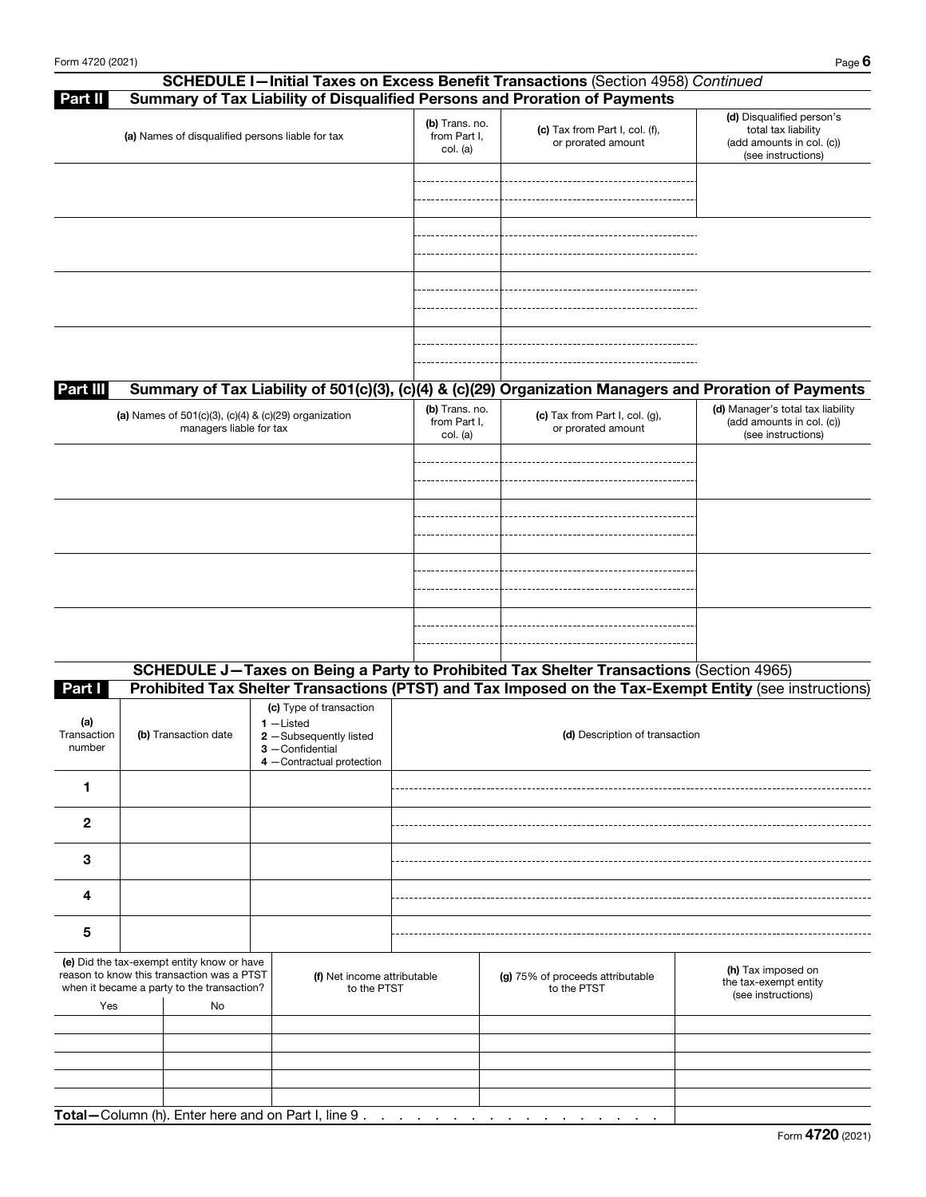## SCHEDULE I—Initial Taxes on Excess Benefit Transactions (Section 4958) *Continued*

### Part II Summary of Tax Liability of Disqualified Persons and Proration of Payments

| (a) Names of disqualified persons liable for tax | (b) Trans. no. from Part I, col. (a) | (c) Tax from Part I, col. (f), or prorated amount | (d) Disqualified person's total tax liability (add amounts in col. (c)) (see instructions) |
|---|---|---|---|
| | | | |
| | | | |
| | | | |
| | | | |

### Part III Summary of Tax Liability of 501(c)(3), (c)(4) & (c)(29) Organization Managers and Proration of Payments

| (a) Names of 501(c)(3), (c)(4) & (c)(29) organization managers liable for tax | (b) Trans. no. from Part I, col. (a) | (c) Tax from Part I, col. (g), or prorated amount | (d) Manager's total tax liability (add amounts in col. (c)) (see instructions) |
|---|---|---|---|
| | | | |
| | | | |
| | | | |
| | | | |

## SCHEDULE J—Taxes on Being a Party to Prohibited Tax Shelter Transactions (Section 4965)

### Part I Prohibited Tax Shelter Transactions (PTST) and Tax Imposed on the Tax-Exempt Entity (see instructions)

| (a) Transaction number | (b) Transaction date | (c) Type of transaction 1 —Listed 2 —Subsequently listed 3 —Confidential 4 —Contractual protection | (d) Description of transaction |
|---|---|---|---|
| 1 | | | |
| 2 | | | |
| 3 | | | |
| 4 | | | |
| 5 | | | |

| (e) Did the tax-exempt entity know or have reason to know this transaction was a PTST when it became a party to the transaction? | | (f) Net income attributable to the PTST | (g) 75% of proceeds attributable to the PTST | (h) Tax imposed on the tax-exempt entity (see instructions) |
|---|---|---|---|---|
| Yes | No | | | |
| | | | | |
| | | | | |
| | | | | |
| | | | | |
| | | | | |
| **Total—**Column (h). Enter here and on Part I, line 9 | | | | |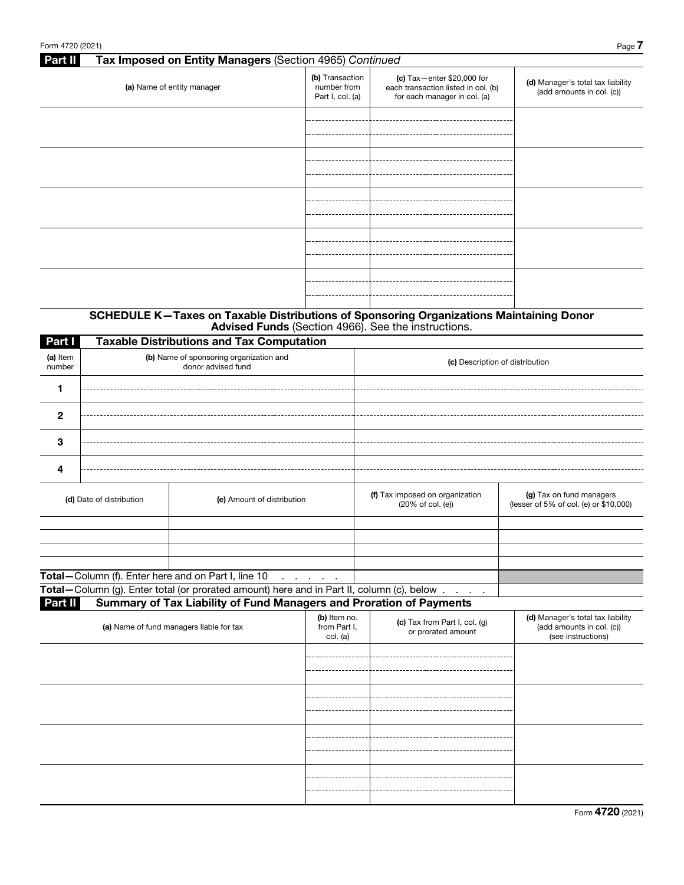## Part II Tax Imposed on Entity Managers (Section 4965) *Continued*

| (a) Name of entity manager | (b) Transaction number from Part I, col. (a) | (c) Tax—enter $20,000 for each transaction listed in col. (b) for each manager in col. (a) | (d) Manager's total tax liability (add amounts in col. (c)) |
|---|---|---|---|
| | | | |
| | | | |
| | | | |
| | | | |
| | | | |

## SCHEDULE K—Taxes on Taxable Distributions of Sponsoring Organizations Maintaining Donor Advised Funds (Section 4966). See the instructions.

### Part I Taxable Distributions and Tax Computation

| (a) Item number | (b) Name of sponsoring organization and donor advised fund | (c) Description of distribution |
|---|---|---|
| 1 | | |
| 2 | | |
| 3 | | |
| 4 | | |

| (d) Date of distribution | (e) Amount of distribution | (f) Tax imposed on organization (20% of col. (e)) | (g) Tax on fund managers (lesser of 5% of col. (e) or $10,000) |
|---|---|---|---|
| | | | |
| | | | |
| | | | |
| | | | |
| **Total—**Column (f). Enter here and on Part I, line 10 | | | |
| **Total—**Column (g). Enter total (or prorated amount) here and in Part II, column (c), below | | | |

### Part II Summary of Tax Liability of Fund Managers and Proration of Payments

| (a) Name of fund managers liable for tax | (b) Item no. from Part I, col. (a) | (c) Tax from Part I, col. (g) or prorated amount | (d) Manager's total tax liability (add amounts in col. (c)) (see instructions) |
|---|---|---|---|
| | | | |
| | | | |
| | | | |
| | | | |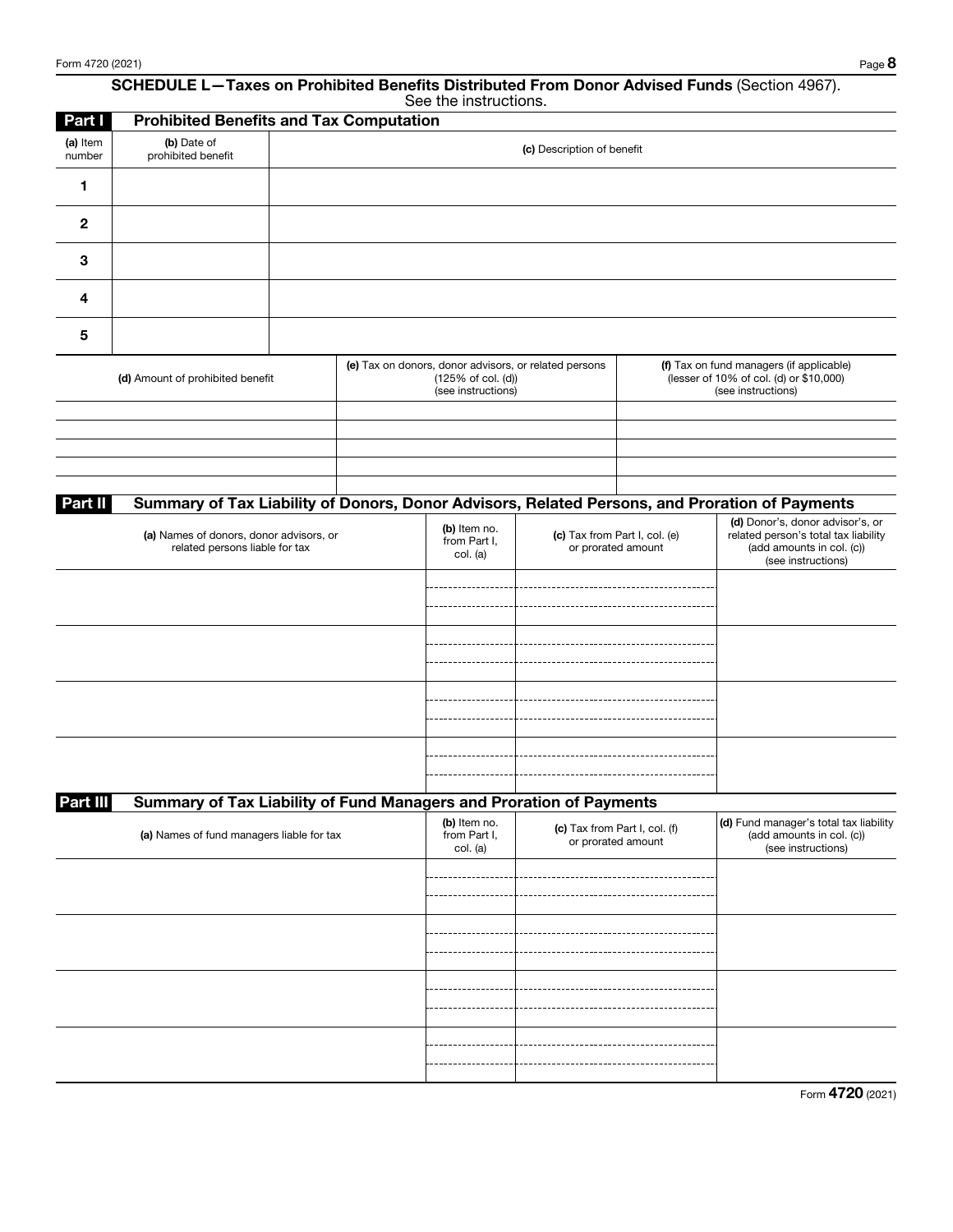## SCHEDULE L—Taxes on Prohibited Benefits Distributed From Donor Advised Funds (Section 4967).

See the instructions.

### Part I Prohibited Benefits and Tax Computation

| (a) Item number | (b) Date of prohibited benefit | (c) Description of benefit |
|---|---|---|
| 1 | | |
| 2 | | |
| 3 | | |
| 4 | | |
| 5 | | |

| (d) Amount of prohibited benefit | (e) Tax on donors, donor advisors, or related persons (125% of col. (d)) (see instructions) | (f) Tax on fund managers (if applicable) (lesser of 10% of col. (d) or $10,000) (see instructions) |
|---|---|---|
| | | |
| | | |
| | | |
| | | |
| | | |

### Part II Summary of Tax Liability of Donors, Donor Advisors, Related Persons, and Proration of Payments

| (a) Names of donors, donor advisors, or related persons liable for tax | (b) Item no. from Part I, col. (a) | (c) Tax from Part I, col. (e) or prorated amount | (d) Donor's, donor advisor's, or related person's total tax liability (add amounts in col. (c)) (see instructions) |
|---|---|---|---|
| | | | |
| | | | |
| | | | |
| | | | |

### Part III Summary of Tax Liability of Fund Managers and Proration of Payments

| (a) Names of fund managers liable for tax | (b) Item no. from Part I, col. (a) | (c) Tax from Part I, col. (f) or prorated amount | (d) Fund manager's total tax liability (add amounts in col. (c)) (see instructions) |
|---|---|---|---|
| | | | |
| | | | |
| | | | |
| | | | |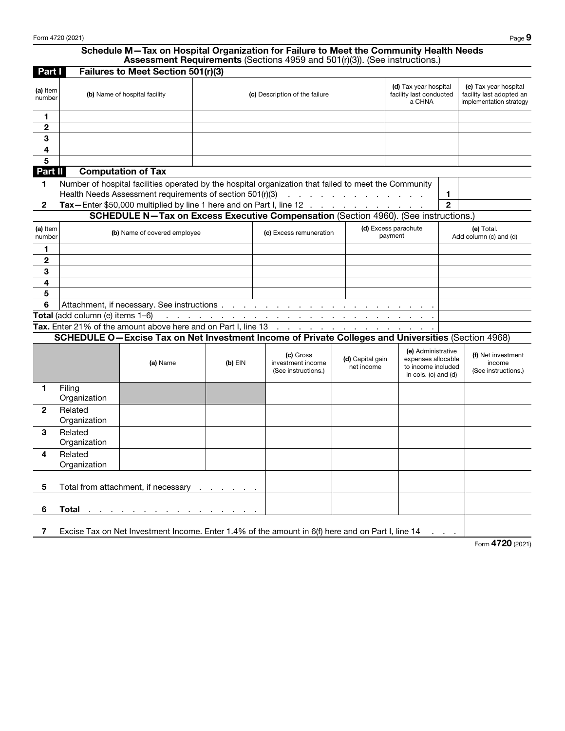## Schedule M—Tax on Hospital Organization for Failure to Meet the Community Health Needs Assessment Requirements (Sections 4959 and 501(r)(3)). (See instructions.)

### Part I Failures to Meet Section 501(r)(3)

| (a) Item number | (b) Name of hospital facility | (c) Description of the failure | (d) Tax year hospital facility last conducted a CHNA | (e) Tax year hospital facility last adopted an implementation strategy |
|---|---|---|---|---|
| 1 | | | | |
| 2 | | | | |
| 3 | | | | |
| 4 | | | | |
| 5 | | | | |

### Part II Computation of Tax

| | | | |
|---|---|---|---|
| 1 | Number of hospital facilities operated by the hospital organization that failed to meet the Community Health Needs Assessment requirements of section 501(r)(3) | 1 | |
| 2 | **Tax—**Enter $50,000 multiplied by line 1 here and on Part I, line 12 | 2 | |

## SCHEDULE N—Tax on Excess Executive Compensation (Section 4960). (See instructions.)

| (a) Item number | (b) Name of covered employee | (c) Excess remuneration | (d) Excess parachute payment | (e) Total. Add column (c) and (d) |
|---|---|---|---|---|
| 1 | | | | |
| 2 | | | | |
| 3 | | | | |
| 4 | | | | |
| 5 | | | | |
| 6 | Attachment, if necessary. See instructions | | | |
| **Total** (add column (e) items 1–6) | | | | |
| **Tax.** Enter 21% of the amount above here and on Part I, line 13 | | | | |

## SCHEDULE O—Excise Tax on Net Investment Income of Private Colleges and Universities (Section 4968)

| | | (a) Name | (b) EIN | (c) Gross investment income (See instructions.) | (d) Capital gain net income | (e) Administrative expenses allocable to income included in cols. (c) and (d) | (f) Net investment income (See instructions.) |
|---|---|---|---|---|---|---|---|
| 1 | Filing Organization | | | | | | |
| 2 | Related Organization | | | | | | |
| 3 | Related Organization | | | | | | |
| 4 | Related Organization | | | | | | |
| 5 | Total from attachment, if necessary | | | | | | |
| 6 | **Total** | | | | | | |
| 7 | Excise Tax on Net Investment Income. Enter 1.4% of the amount in 6(f) here and on Part I, line 14 | | | | | | |

Form **4720** (2021)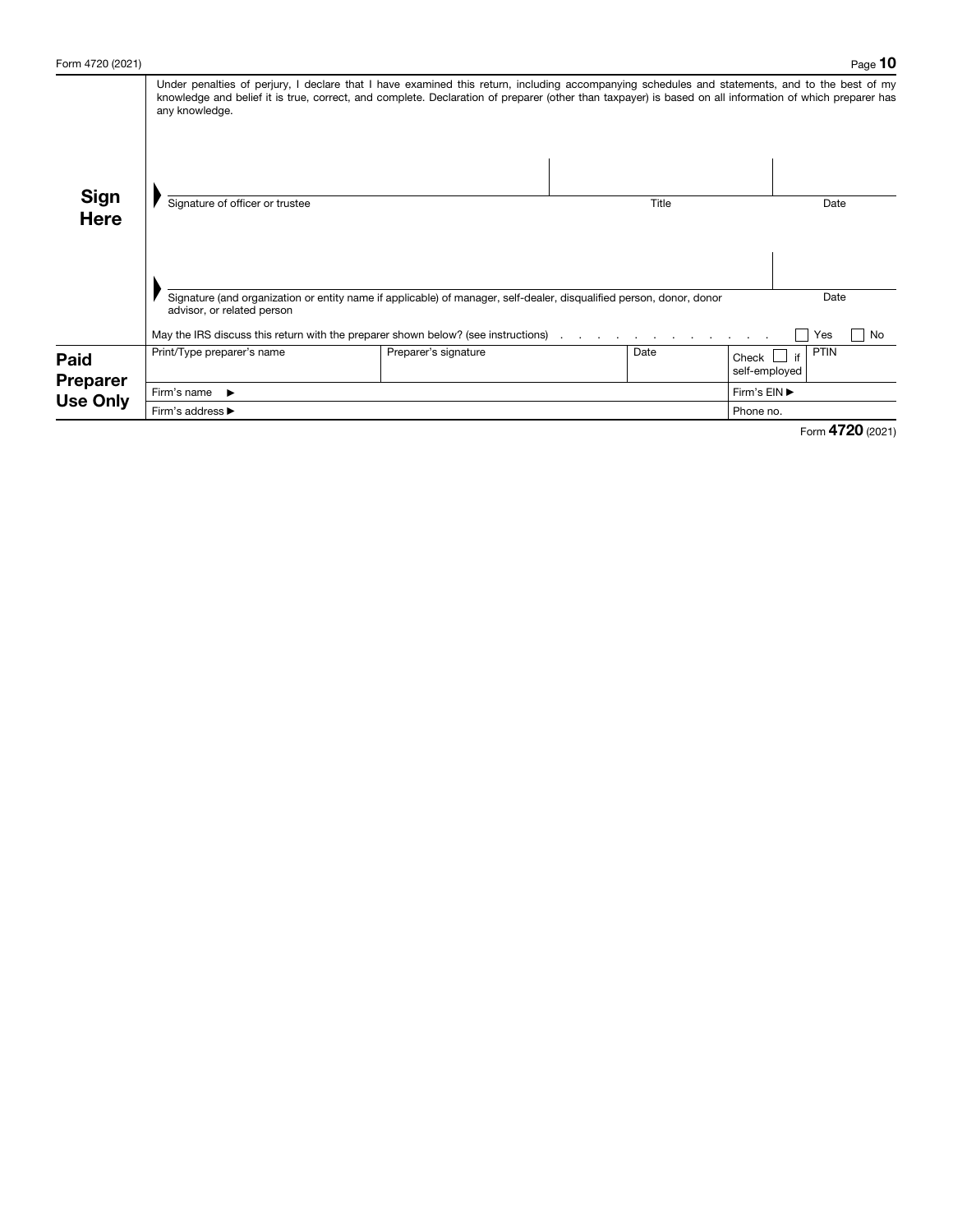## Sign Here

Under penalties of perjury, I declare that I have examined this return, including accompanying schedules and statements, and to the best of my knowledge and belief it is true, correct, and complete. Declaration of preparer (other than taxpayer) is based on all information of which preparer has any knowledge.

| | | |
|---|---|---|
| ▶ Signature of officer or trustee | Title | Date |

| | |
|---|---|
| ▶ Signature (and organization or entity name if applicable) of manager, self-dealer, disqualified person, donor, donor advisor, or related person | Date |

May the IRS discuss this return with the preparer shown below? (see instructions) . . . . . . . . . . . . ☐ Yes ☐ No

## Paid Preparer Use Only

| | | | | |
|---|---|---|---|---|
| Print/Type preparer's name | Preparer's signature | Date | Check ☐ if self-employed | PTIN |
| Firm's name ▶ | | | Firm's EIN ▶ | |
| Firm's address ▶ | | | Phone no. | |

Form **4720** (2021)